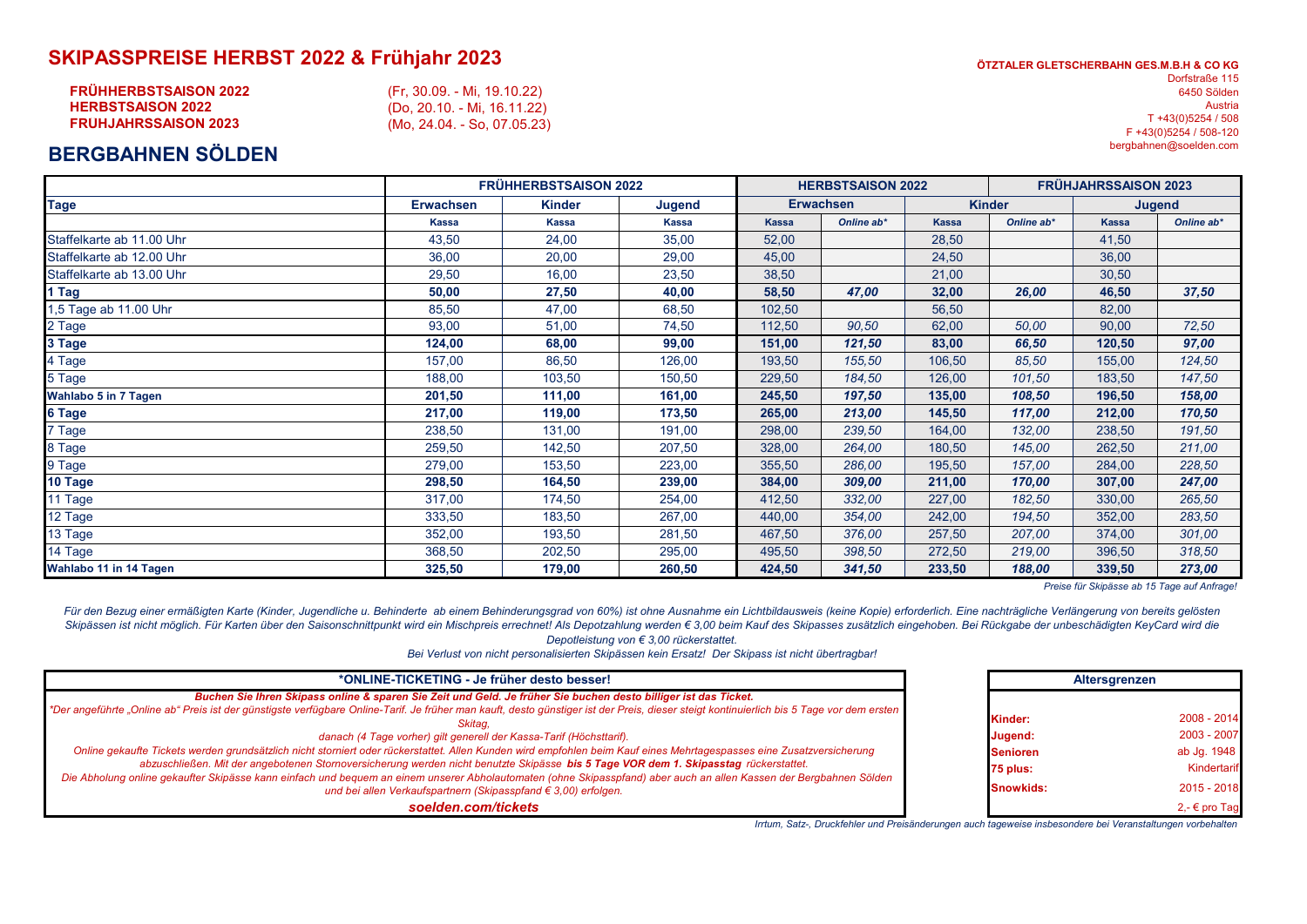# SKIPASSPREISE HERBST 2022 & Frühjahr 2023

**FRÜHHERBSTSAISON 2022** (Fr, 30.09. - Mi, 19.10.22)
**HERBSTSAISON 2022** (Do, 20.10. - Mi, 16.11.22)
**FRUHJAHRSSAISON 2023** (Mo, 24.04. - So, 07.05.23)

**ÖTZTALER GLETSCHERBAHN GES.M.B.H & CO KG**
Dorfstraße 115
6450 Sölden
Austria
T +43(0)5254 / 508
F +43(0)5254 / 508-120
bergbahnen@soelden.com

## BERGBAHNEN SÖLDEN

| | FRÜHHERBSTSAISON 2022 | | | HERBSTSAISON 2022 | | | | FRÜHJAHRSSAISON 2023 | |
|---|---|---|---|---|---|---|---|---|---|
| **Tage** | **Erwachsen** | **Kinder** | **Jugend** | **Erwachsen** | | **Kinder** | | **Jugend** | |
| | **Kassa** | **Kassa** | **Kassa** | **Kassa** | ***Online ab**** | **Kassa** | ***Online ab**** | **Kassa** | ***Online ab**** |
| Staffelkarte ab 11.00 Uhr | 43,50 | 24,00 | 35,00 | 52,00 | | 28,50 | | 41,50 | |
| Staffelkarte ab 12.00 Uhr | 36,00 | 20,00 | 29,00 | 45,00 | | 24,50 | | 36,00 | |
| Staffelkarte ab 13.00 Uhr | 29,50 | 16,00 | 23,50 | 38,50 | | 21,00 | | 30,50 | |
| **1 Tag** | **50,00** | **27,50** | **40,00** | **58,50** | ***47,00*** | **32,00** | ***26,00*** | **46,50** | ***37,50*** |
| 1,5 Tage ab 11.00 Uhr | 85,50 | 47,00 | 68,50 | 102,50 | | 56,50 | | 82,00 | |
| 2 Tage | 93,00 | 51,00 | 74,50 | 112,50 | *90,50* | 62,00 | *50,00* | 90,00 | *72,50* |
| **3 Tage** | **124,00** | **68,00** | **99,00** | **151,00** | ***121,50*** | **83,00** | ***66,50*** | **120,50** | ***97,00*** |
| 4 Tage | 157,00 | 86,50 | 126,00 | 193,50 | *155,50* | 106,50 | *85,50* | 155,00 | *124,50* |
| 5 Tage | 188,00 | 103,50 | 150,50 | 229,50 | *184,50* | 126,00 | *101,50* | 183,50 | *147,50* |
| **Wahlabo 5 in 7 Tagen** | **201,50** | **111,00** | **161,00** | **245,50** | ***197,50*** | **135,00** | ***108,50*** | **196,50** | ***158,00*** |
| **6 Tage** | **217,00** | **119,00** | **173,50** | **265,00** | ***213,00*** | **145,50** | ***117,00*** | **212,00** | ***170,50*** |
| 7 Tage | 238,50 | 131,00 | 191,00 | 298,00 | *239,50* | 164,00 | *132,00* | 238,50 | *191,50* |
| 8 Tage | 259,50 | 142,50 | 207,50 | 328,00 | *264,00* | 180,50 | *145,00* | 262,50 | *211,00* |
| 9 Tage | 279,00 | 153,50 | 223,00 | 355,50 | *286,00* | 195,50 | *157,00* | 284,00 | *228,50* |
| **10 Tage** | **298,50** | **164,50** | **239,00** | **384,00** | ***309,00*** | **211,00** | ***170,00*** | **307,00** | ***247,00*** |
| 11 Tage | 317,00 | 174,50 | 254,00 | 412,50 | *332,00* | 227,00 | *182,50* | 330,00 | *265,50* |
| 12 Tage | 333,50 | 183,50 | 267,00 | 440,00 | *354,00* | 242,00 | *194,50* | 352,00 | *283,50* |
| 13 Tage | 352,00 | 193,50 | 281,50 | 467,50 | *376,00* | 257,50 | *207,00* | 374,00 | *301,00* |
| 14 Tage | 368,50 | 202,50 | 295,00 | 495,50 | *398,50* | 272,50 | *219,00* | 396,50 | *318,50* |
| **Wahlabo 11 in 14 Tagen** | **325,50** | **179,00** | **260,50** | **424,50** | ***341,50*** | **233,50** | ***188,00*** | **339,50** | ***273,00*** |

*Preise für Skipässe ab 15 Tage auf Anfrage!*

*Für den Bezug einer ermäßigten Karte (Kinder, Jugendliche u. Behinderte ab einem Behinderungsgrad von 60%) ist ohne Ausnahme ein Lichtbildausweis (keine Kopie) erforderlich. Eine nachträgliche Verlängerung von bereits gelösten Skipässen ist nicht möglich. Für Karten über den Saisonschnittpunkt wird ein Mischpreis errechnet! Als Depotzahlung werden € 3,00 beim Kauf des Skipasses zusätzlich eingehoben. Bei Rückgabe der unbeschädigten KeyCard wird die Depotleistung von € 3,00 rückerstattet.*

*Bei Verlust von nicht personalisierten Skipässen kein Ersatz! Der Skipass ist nicht übertragbar!*

### *ONLINE-TICKETING - Je früher desto besser!

***Buchen Sie Ihren Skipass online & sparen Sie Zeit und Geld. Je früher Sie buchen desto billiger ist das Ticket.***

*\*Der angeführte „Online ab" Preis ist der günstigste verfügbare Online-Tarif. Je früher man kauft, desto günstiger ist der Preis, dieser steigt kontinuierlich bis 5 Tage vor dem ersten Skitag, danach (4 Tage vorher) gilt generell der Kassa-Tarif (Höchsttarif).*

*Online gekaufte Tickets werden grundsätzlich nicht storniert oder rückerstattet. Allen Kunden wird empfohlen beim Kauf eines Mehrtagespasses eine Zusatzversicherung abzuschließen. Mit der angebotenen Stornoversicherung werden nicht benutzte Skipässe **bis 5 Tage VOR dem 1. Skipasstag** rückerstattet.*

*Die Abholung online gekaufter Skipässe kann einfach und bequem an einem unserer Abholautomaten (ohne Skipasspfand) aber auch an allen Kassen der Bergbahnen Sölden und bei allen Verkaufspartnern (Skipasspfand € 3,00) erfolgen.*

***soelden.com/tickets***

### Altersgrenzen

| | |
|---|---|
| **Kinder:** | 2008 - 2014 |
| **Jugend:** | 2003 - 2007 |
| **Senioren** | ab Jg. 1948 |
| **75 plus:** | Kindertarif |
| **Snowkids:** | 2015 - 2018 |
| | 2,- € pro Tag |

*Irrtum, Satz-, Druckfehler und Preisänderungen auch tageweise insbesondere bei Veranstaltungen vorbehalten*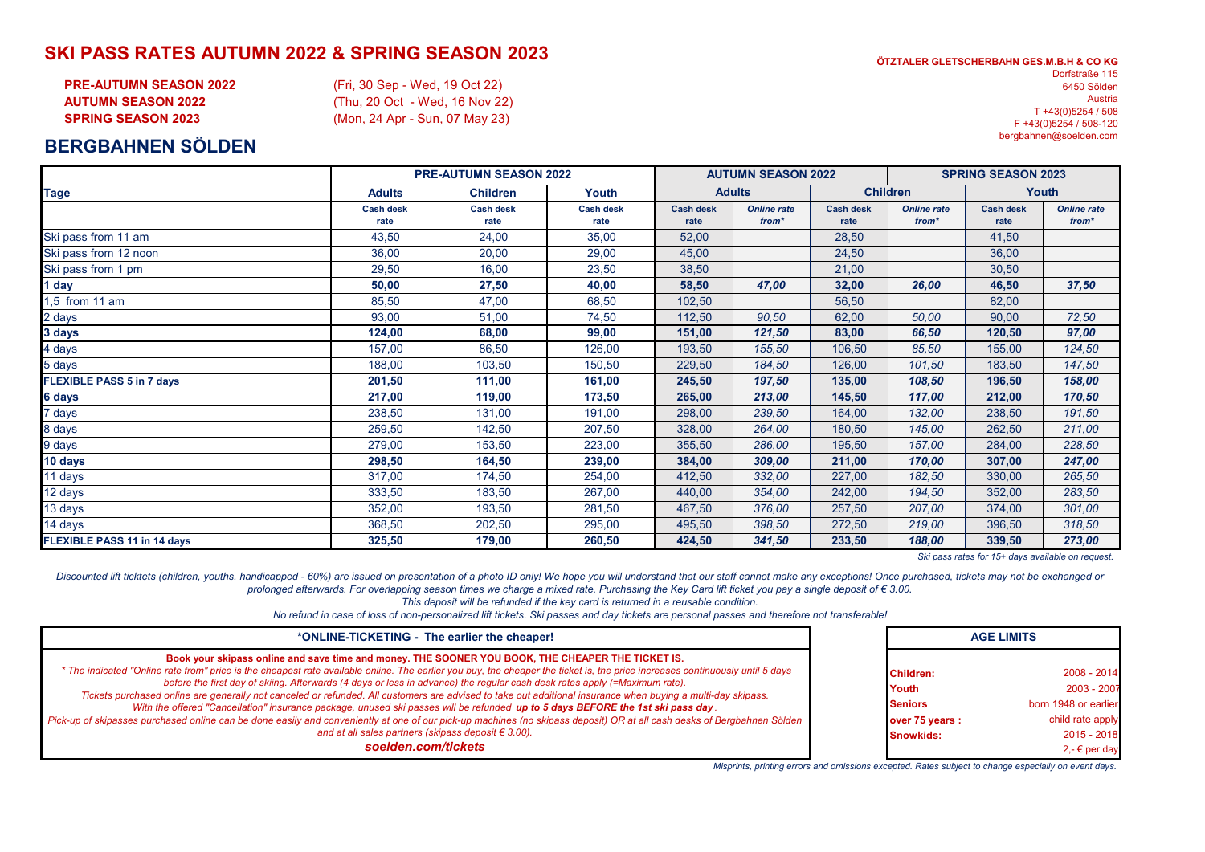# SKI PASS RATES AUTUMN 2022 & SPRING SEASON 2023

**ÖZTALER GLETSCHERBAHN GES.M.B.H & CO KG**
Dorfstraße 115
6450 Sölden
Austria
T +43(0)5254 / 508
F +43(0)5254 / 508-120
bergbahnen@soelden.com

**PRE-AUTUMN SEASON 2022** (Fri, 30 Sep - Wed, 19 Oct 22)
**AUTUMN SEASON 2022** (Thu, 20 Oct - Wed, 16 Nov 22)
**SPRING SEASON 2023** (Mon, 24 Apr - Sun, 07 May 23)

## BERGBAHNEN SÖLDEN

| | PRE-AUTUMN SEASON 2022 | | | AUTUMN SEASON 2022 / SPRING SEASON 2023 | | | | | |
|---|---|---|---|---|---|---|---|---|---|
| **Tage** | **Adults** | **Children** | **Youth** | **Adults** | | **Children** | | **Youth** | |
| | Cash desk rate | Cash desk rate | Cash desk rate | Cash desk rate | *Online rate from\** | Cash desk rate | *Online rate from\** | Cash desk rate | *Online rate from\** |
| Ski pass from 11 am | 43,50 | 24,00 | 35,00 | 52,00 | | 28,50 | | 41,50 | |
| Ski pass from 12 noon | 36,00 | 20,00 | 29,00 | 45,00 | | 24,50 | | 36,00 | |
| Ski pass from 1 pm | 29,50 | 16,00 | 23,50 | 38,50 | | 21,00 | | 30,50 | |
| **1 day** | **50,00** | **27,50** | **40,00** | **58,50** | ***47,00*** | **32,00** | ***26,00*** | **46,50** | ***37,50*** |
| 1,5 from 11 am | 85,50 | 47,00 | 68,50 | 102,50 | | 56,50 | | 82,00 | |
| 2 days | 93,00 | 51,00 | 74,50 | 112,50 | *90,50* | 62,00 | *50,00* | 90,00 | *72,50* |
| **3 days** | **124,00** | **68,00** | **99,00** | **151,00** | ***121,50*** | **83,00** | ***66,50*** | **120,50** | ***97,00*** |
| 4 days | 157,00 | 86,50 | 126,00 | 193,50 | *155,50* | 106,50 | *85,50* | 155,00 | *124,50* |
| 5 days | 188,00 | 103,50 | 150,50 | 229,50 | *184,50* | 126,00 | *101,50* | 183,50 | *147,50* |
| **FLEXIBLE PASS 5 in 7 days** | **201,50** | **111,00** | **161,00** | **245,50** | ***197,50*** | **135,00** | ***108,50*** | **196,50** | ***158,00*** |
| **6 days** | **217,00** | **119,00** | **173,50** | **265,00** | ***213,00*** | **145,50** | ***117,00*** | **212,00** | ***170,50*** |
| 7 days | 238,50 | 131,00 | 191,00 | 298,00 | *239,50* | 164,00 | *132,00* | 238,50 | *191,50* |
| 8 days | 259,50 | 142,50 | 207,50 | 328,00 | *264,00* | 180,50 | *145,00* | 262,50 | *211,00* |
| 9 days | 279,00 | 153,50 | 223,00 | 355,50 | *286,00* | 195,50 | *157,00* | 284,00 | *228,50* |
| **10 days** | **298,50** | **164,50** | **239,00** | **384,00** | ***309,00*** | **211,00** | ***170,00*** | **307,00** | ***247,00*** |
| 11 days | 317,00 | 174,50 | 254,00 | 412,50 | *332,00* | 227,00 | *182,50* | 330,00 | *265,50* |
| 12 days | 333,50 | 183,50 | 267,00 | 440,00 | *354,00* | 242,00 | *194,50* | 352,00 | *283,50* |
| 13 days | 352,00 | 193,50 | 281,50 | 467,50 | *376,00* | 257,50 | *207,00* | 374,00 | *301,00* |
| 14 days | 368,50 | 202,50 | 295,00 | 495,50 | *398,50* | 272,50 | *219,00* | 396,50 | *318,50* |
| **FLEXIBLE PASS 11 in 14 days** | **325,50** | **179,00** | **260,50** | **424,50** | ***341,50*** | **233,50** | ***188,00*** | **339,50** | ***273,00*** |

*Ski pass rates for 15+ days available on request.*

*Discounted lift ticktets (children, youths, handicapped - 60%) are issued on presentation of a photo ID only! We hope you will understand that our staff cannot make any exceptions! Once purchased, tickets may not be exchanged or prolonged afterwards. For overlapping season times we charge a mixed rate. Purchasing the Key Card lift ticket you pay a single deposit of € 3.00.*
*This deposit will be refunded if the key card is returned in a reusable condition.*
*No refund in case of loss of non-personalized lift tickets. Ski passes and day tickets are personal passes and therefore not transferable!*

### \*ONLINE-TICKETING - The earlier the cheaper!

**Book your skipass online and save time and money. THE SOONER YOU BOOK, THE CHEAPER THE TICKET IS.**
*\* The indicated "Online rate from" price is the cheapest rate available online. The earlier you buy, the cheaper the ticket is, the price increases continuously until 5 days before the first day of skiing. Afterwards (4 days or less in advance) the regular cash desk rates apply (=Maximum rate).*
*Tickets purchased online are generally not canceled or refunded. All customers are advised to take out additional insurance when buying a multi-day skipass. With the offered "Cancellation" insurance package, unused ski passes will be refunded **up to 5 days BEFORE the 1st ski pass day**.*
*Pick-up of skipasses purchased online can be done easily and conveniently at one of our pick-up machines (no skipass deposit) OR at all cash desks of Bergbahnen Sölden and at all sales partners (skipass deposit € 3.00).*
***soelden.com/tickets***

### AGE LIMITS

| | |
|---|---|
| **Children:** | 2008 - 2014 |
| **Youth** | 2003 - 2007 |
| **Seniors** | born 1948 or earlier |
| **over 75 years :** | child rate apply |
| **Snowkids:** | 2015 - 2018 |
| | 2,- € per day |

*Misprints, printing errors and omissions excepted. Rates subject to change especially on event days.*